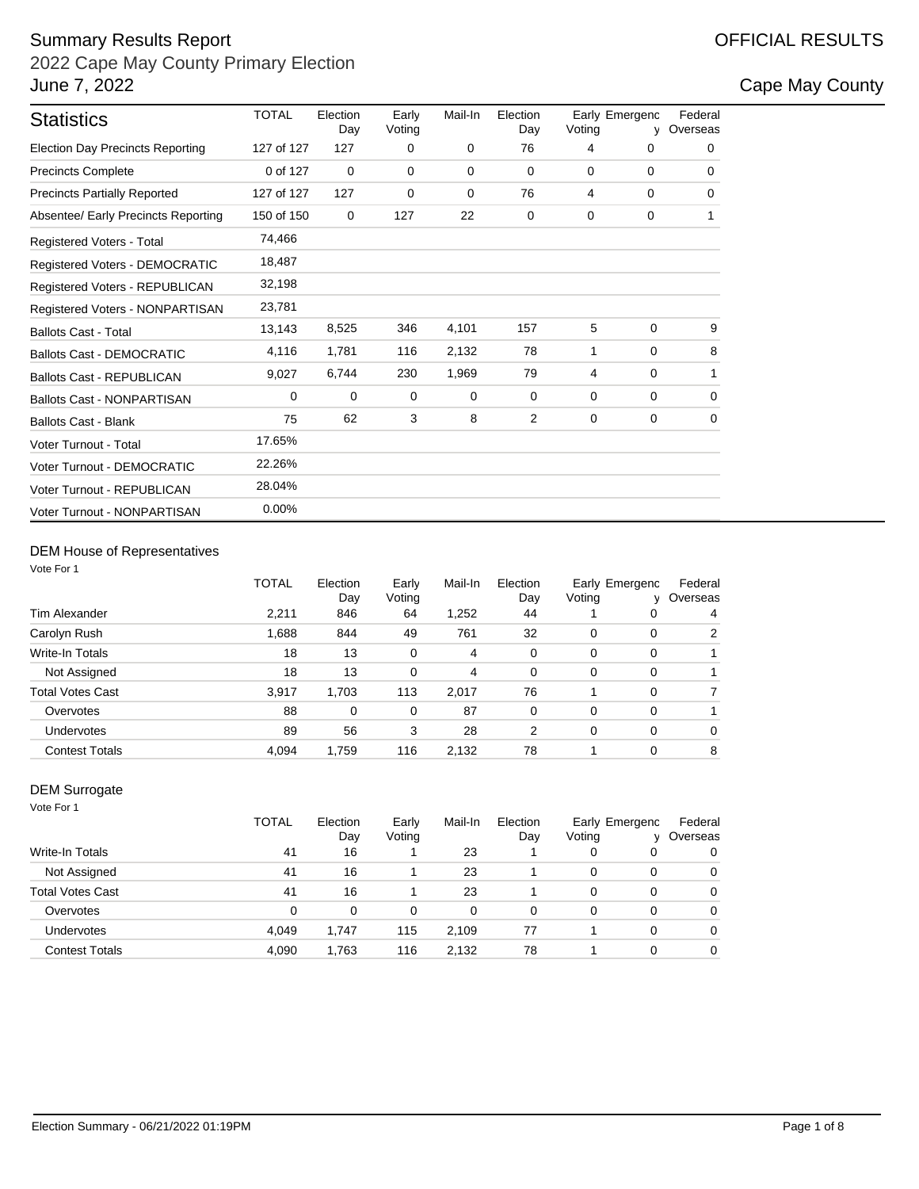# Summary Results Report

OFFICIAL RESULTS

2022 Cape May County Primary Election
June 7, 2022

Cape May County

| Statistics | TOTAL | Election Day | Early Voting | Mail-In | Election Day | Early Voting | Emergency | Federal Overseas |
|---|---|---|---|---|---|---|---|---|
| Election Day Precincts Reporting | 127 of 127 | 127 | 0 | 0 | 76 | 4 | 0 | 0 |
| Precincts Complete | 0 of 127 | 0 | 0 | 0 | 0 | 0 | 0 | 0 |
| Precincts Partially Reported | 127 of 127 | 127 | 0 | 0 | 76 | 4 | 0 | 0 |
| Absentee/ Early Precincts Reporting | 150 of 150 | 0 | 127 | 22 | 0 | 0 | 0 | 1 |
| Registered Voters - Total | 74,466 | | | | | | | |
| Registered Voters - DEMOCRATIC | 18,487 | | | | | | | |
| Registered Voters - REPUBLICAN | 32,198 | | | | | | | |
| Registered Voters - NONPARTISAN | 23,781 | | | | | | | |
| Ballots Cast - Total | 13,143 | 8,525 | 346 | 4,101 | 157 | 5 | 0 | 9 |
| Ballots Cast - DEMOCRATIC | 4,116 | 1,781 | 116 | 2,132 | 78 | 1 | 0 | 8 |
| Ballots Cast - REPUBLICAN | 9,027 | 6,744 | 230 | 1,969 | 79 | 4 | 0 | 1 |
| Ballots Cast - NONPARTISAN | 0 | 0 | 0 | 0 | 0 | 0 | 0 | 0 |
| Ballots Cast - Blank | 75 | 62 | 3 | 8 | 2 | 0 | 0 | 0 |
| Voter Turnout - Total | 17.65% | | | | | | | |
| Voter Turnout - DEMOCRATIC | 22.26% | | | | | | | |
| Voter Turnout - REPUBLICAN | 28.04% | | | | | | | |
| Voter Turnout - NONPARTISAN | 0.00% | | | | | | | |

## DEM House of Representatives

Vote For 1

| | TOTAL | Election Day | Early Voting | Mail-In | Election Day | Early Voting | Emergency | Federal Overseas |
|---|---|---|---|---|---|---|---|---|
| Tim Alexander | 2,211 | 846 | 64 | 1,252 | 44 | 1 | 0 | 4 |
| Carolyn Rush | 1,688 | 844 | 49 | 761 | 32 | 0 | 0 | 2 |
| Write-In Totals | 18 | 13 | 0 | 4 | 0 | 0 | 0 | 1 |
| Not Assigned | 18 | 13 | 0 | 4 | 0 | 0 | 0 | 1 |
| Total Votes Cast | 3,917 | 1,703 | 113 | 2,017 | 76 | 1 | 0 | 7 |
| Overvotes | 88 | 0 | 0 | 87 | 0 | 0 | 0 | 1 |
| Undervotes | 89 | 56 | 3 | 28 | 2 | 0 | 0 | 0 |
| Contest Totals | 4,094 | 1,759 | 116 | 2,132 | 78 | 1 | 0 | 8 |

## DEM Surrogate

Vote For 1

| | TOTAL | Election Day | Early Voting | Mail-In | Election Day | Early Voting | Emergency | Federal Overseas |
|---|---|---|---|---|---|---|---|---|
| Write-In Totals | 41 | 16 | 1 | 23 | 1 | 0 | 0 | 0 |
| Not Assigned | 41 | 16 | 1 | 23 | 1 | 0 | 0 | 0 |
| Total Votes Cast | 41 | 16 | 1 | 23 | 1 | 0 | 0 | 0 |
| Overvotes | 0 | 0 | 0 | 0 | 0 | 0 | 0 | 0 |
| Undervotes | 4,049 | 1,747 | 115 | 2,109 | 77 | 1 | 0 | 0 |
| Contest Totals | 4,090 | 1,763 | 116 | 2,132 | 78 | 1 | 0 | 0 |

Election Summary - 06/21/2022 01:19PM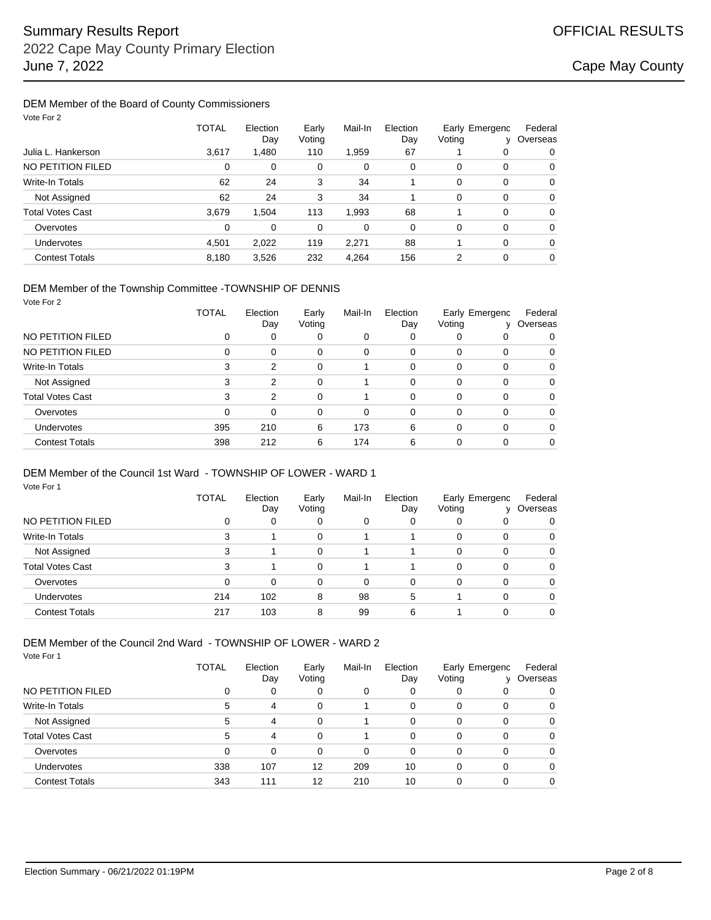# Summary Results Report

## 2022 Cape May County Primary Election

## June 7, 2022

OFFICIAL RESULTS

Cape May County

### DEM Member of the Board of County Commissioners

Vote For 2

| | TOTAL | Election Day | Early Voting | Mail-In | Election Day | Early Voting | Emergency | Federal Overseas |
|---|---|---|---|---|---|---|---|---|
| Julia L. Hankerson | 3,617 | 1,480 | 110 | 1,959 | 67 | 1 | 0 | 0 |
| NO PETITION FILED | 0 | 0 | 0 | 0 | 0 | 0 | 0 | 0 |
| Write-In Totals | 62 | 24 | 3 | 34 | 1 | 0 | 0 | 0 |
| Not Assigned | 62 | 24 | 3 | 34 | 1 | 0 | 0 | 0 |
| Total Votes Cast | 3,679 | 1,504 | 113 | 1,993 | 68 | 1 | 0 | 0 |
| Overvotes | 0 | 0 | 0 | 0 | 0 | 0 | 0 | 0 |
| Undervotes | 4,501 | 2,022 | 119 | 2,271 | 88 | 1 | 0 | 0 |
| Contest Totals | 8,180 | 3,526 | 232 | 4,264 | 156 | 2 | 0 | 0 |

### DEM Member of the Township Committee -TOWNSHIP OF DENNIS

Vote For 2

| | TOTAL | Election Day | Early Voting | Mail-In | Election Day | Early Voting | Emergency | Federal Overseas |
|---|---|---|---|---|---|---|---|---|
| NO PETITION FILED | 0 | 0 | 0 | 0 | 0 | 0 | 0 | 0 |
| NO PETITION FILED | 0 | 0 | 0 | 0 | 0 | 0 | 0 | 0 |
| Write-In Totals | 3 | 2 | 0 | 1 | 0 | 0 | 0 | 0 |
| Not Assigned | 3 | 2 | 0 | 1 | 0 | 0 | 0 | 0 |
| Total Votes Cast | 3 | 2 | 0 | 1 | 0 | 0 | 0 | 0 |
| Overvotes | 0 | 0 | 0 | 0 | 0 | 0 | 0 | 0 |
| Undervotes | 395 | 210 | 6 | 173 | 6 | 0 | 0 | 0 |
| Contest Totals | 398 | 212 | 6 | 174 | 6 | 0 | 0 | 0 |

### DEM Member of the Council 1st Ward - TOWNSHIP OF LOWER - WARD 1

Vote For 1

| | TOTAL | Election Day | Early Voting | Mail-In | Election Day | Early Voting | Emergency | Federal Overseas |
|---|---|---|---|---|---|---|---|---|
| NO PETITION FILED | 0 | 0 | 0 | 0 | 0 | 0 | 0 | 0 |
| Write-In Totals | 3 | 1 | 0 | 1 | 1 | 0 | 0 | 0 |
| Not Assigned | 3 | 1 | 0 | 1 | 1 | 0 | 0 | 0 |
| Total Votes Cast | 3 | 1 | 0 | 1 | 1 | 0 | 0 | 0 |
| Overvotes | 0 | 0 | 0 | 0 | 0 | 0 | 0 | 0 |
| Undervotes | 214 | 102 | 8 | 98 | 5 | 1 | 0 | 0 |
| Contest Totals | 217 | 103 | 8 | 99 | 6 | 1 | 0 | 0 |

### DEM Member of the Council 2nd Ward - TOWNSHIP OF LOWER - WARD 2

Vote For 1

| | TOTAL | Election Day | Early Voting | Mail-In | Election Day | Early Voting | Emergency | Federal Overseas |
|---|---|---|---|---|---|---|---|---|
| NO PETITION FILED | 0 | 0 | 0 | 0 | 0 | 0 | 0 | 0 |
| Write-In Totals | 5 | 4 | 0 | 1 | 0 | 0 | 0 | 0 |
| Not Assigned | 5 | 4 | 0 | 1 | 0 | 0 | 0 | 0 |
| Total Votes Cast | 5 | 4 | 0 | 1 | 0 | 0 | 0 | 0 |
| Overvotes | 0 | 0 | 0 | 0 | 0 | 0 | 0 | 0 |
| Undervotes | 338 | 107 | 12 | 209 | 10 | 0 | 0 | 0 |
| Contest Totals | 343 | 111 | 12 | 210 | 10 | 0 | 0 | 0 |

Election Summary - 06/21/2022 01:19PM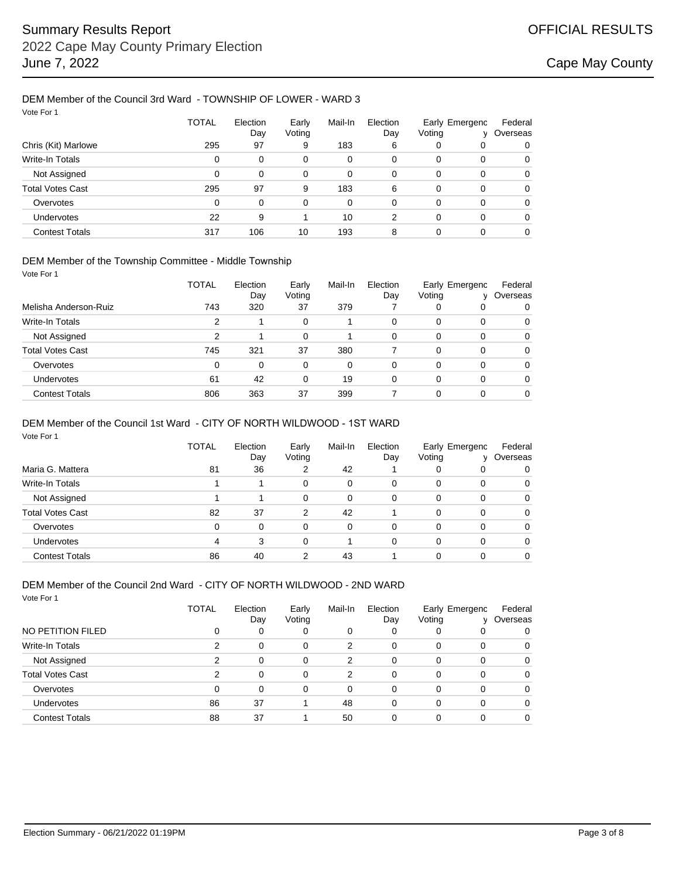Summary Results Report

2022 Cape May County Primary Election

June 7, 2022

OFFICIAL RESULTS

Cape May County

### DEM Member of the Council 3rd Ward - TOWNSHIP OF LOWER - WARD 3

Vote For 1

| | TOTAL | Election Day | Early Voting | Mail-In | Election Day | Early Voting | Emergency | Federal Overseas |
|---|---|---|---|---|---|---|---|---|
| Chris (Kit) Marlowe | 295 | 97 | 9 | 183 | 6 | 0 | 0 | 0 |
| Write-In Totals | 0 | 0 | 0 | 0 | 0 | 0 | 0 | 0 |
| Not Assigned | 0 | 0 | 0 | 0 | 0 | 0 | 0 | 0 |
| Total Votes Cast | 295 | 97 | 9 | 183 | 6 | 0 | 0 | 0 |
| Overvotes | 0 | 0 | 0 | 0 | 0 | 0 | 0 | 0 |
| Undervotes | 22 | 9 | 1 | 10 | 2 | 0 | 0 | 0 |
| Contest Totals | 317 | 106 | 10 | 193 | 8 | 0 | 0 | 0 |

### DEM Member of the Township Committee - Middle Township

Vote For 1

| | TOTAL | Election Day | Early Voting | Mail-In | Election Day | Early Voting | Emergency | Federal Overseas |
|---|---|---|---|---|---|---|---|---|
| Melisha Anderson-Ruiz | 743 | 320 | 37 | 379 | 7 | 0 | 0 | 0 |
| Write-In Totals | 2 | 1 | 0 | 1 | 0 | 0 | 0 | 0 |
| Not Assigned | 2 | 1 | 0 | 1 | 0 | 0 | 0 | 0 |
| Total Votes Cast | 745 | 321 | 37 | 380 | 7 | 0 | 0 | 0 |
| Overvotes | 0 | 0 | 0 | 0 | 0 | 0 | 0 | 0 |
| Undervotes | 61 | 42 | 0 | 19 | 0 | 0 | 0 | 0 |
| Contest Totals | 806 | 363 | 37 | 399 | 7 | 0 | 0 | 0 |

### DEM Member of the Council 1st Ward - CITY OF NORTH WILDWOOD - 1ST WARD

Vote For 1

| | TOTAL | Election Day | Early Voting | Mail-In | Election Day | Early Voting | Emergency | Federal Overseas |
|---|---|---|---|---|---|---|---|---|
| Maria G. Mattera | 81 | 36 | 2 | 42 | 1 | 0 | 0 | 0 |
| Write-In Totals | 1 | 1 | 0 | 0 | 0 | 0 | 0 | 0 |
| Not Assigned | 1 | 1 | 0 | 0 | 0 | 0 | 0 | 0 |
| Total Votes Cast | 82 | 37 | 2 | 42 | 1 | 0 | 0 | 0 |
| Overvotes | 0 | 0 | 0 | 0 | 0 | 0 | 0 | 0 |
| Undervotes | 4 | 3 | 0 | 1 | 0 | 0 | 0 | 0 |
| Contest Totals | 86 | 40 | 2 | 43 | 1 | 0 | 0 | 0 |

### DEM Member of the Council 2nd Ward - CITY OF NORTH WILDWOOD - 2ND WARD

Vote For 1

| | TOTAL | Election Day | Early Voting | Mail-In | Election Day | Early Voting | Emergency | Federal Overseas |
|---|---|---|---|---|---|---|---|---|
| NO PETITION FILED | 0 | 0 | 0 | 0 | 0 | 0 | 0 | 0 |
| Write-In Totals | 2 | 0 | 0 | 2 | 0 | 0 | 0 | 0 |
| Not Assigned | 2 | 0 | 0 | 2 | 0 | 0 | 0 | 0 |
| Total Votes Cast | 2 | 0 | 0 | 2 | 0 | 0 | 0 | 0 |
| Overvotes | 0 | 0 | 0 | 0 | 0 | 0 | 0 | 0 |
| Undervotes | 86 | 37 | 1 | 48 | 0 | 0 | 0 | 0 |
| Contest Totals | 88 | 37 | 1 | 50 | 0 | 0 | 0 | 0 |

Election Summary - 06/21/2022 01:19PM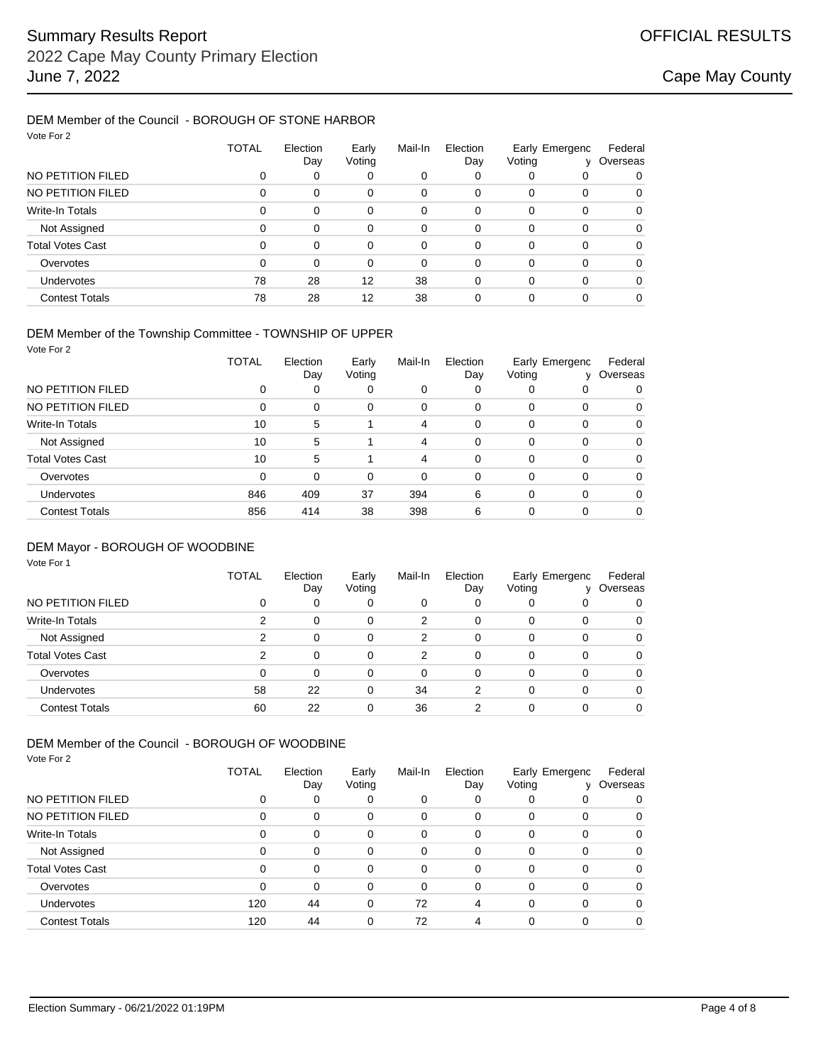## DEM Member of the Council - BOROUGH OF STONE HARBOR

Vote For 2

| | TOTAL | Election Day | Early Voting | Mail-In | Election Day | Early Voting | Emergency | Federal Overseas |
|---|---|---|---|---|---|---|---|---|
| NO PETITION FILED | 0 | 0 | 0 | 0 | 0 | 0 | 0 | 0 |
| NO PETITION FILED | 0 | 0 | 0 | 0 | 0 | 0 | 0 | 0 |
| Write-In Totals | 0 | 0 | 0 | 0 | 0 | 0 | 0 | 0 |
| Not Assigned | 0 | 0 | 0 | 0 | 0 | 0 | 0 | 0 |
| Total Votes Cast | 0 | 0 | 0 | 0 | 0 | 0 | 0 | 0 |
| Overvotes | 0 | 0 | 0 | 0 | 0 | 0 | 0 | 0 |
| Undervotes | 78 | 28 | 12 | 38 | 0 | 0 | 0 | 0 |
| Contest Totals | 78 | 28 | 12 | 38 | 0 | 0 | 0 | 0 |

## DEM Member of the Township Committee - TOWNSHIP OF UPPER

Vote For 2

| | TOTAL | Election Day | Early Voting | Mail-In | Election Day | Early Voting | Emergency | Federal Overseas |
|---|---|---|---|---|---|---|---|---|
| NO PETITION FILED | 0 | 0 | 0 | 0 | 0 | 0 | 0 | 0 |
| NO PETITION FILED | 0 | 0 | 0 | 0 | 0 | 0 | 0 | 0 |
| Write-In Totals | 10 | 5 | 1 | 4 | 0 | 0 | 0 | 0 |
| Not Assigned | 10 | 5 | 1 | 4 | 0 | 0 | 0 | 0 |
| Total Votes Cast | 10 | 5 | 1 | 4 | 0 | 0 | 0 | 0 |
| Overvotes | 0 | 0 | 0 | 0 | 0 | 0 | 0 | 0 |
| Undervotes | 846 | 409 | 37 | 394 | 6 | 0 | 0 | 0 |
| Contest Totals | 856 | 414 | 38 | 398 | 6 | 0 | 0 | 0 |

## DEM Mayor - BOROUGH OF WOODBINE

Vote For 1

| | TOTAL | Election Day | Early Voting | Mail-In | Election Day | Early Voting | Emergency | Federal Overseas |
|---|---|---|---|---|---|---|---|---|
| NO PETITION FILED | 0 | 0 | 0 | 0 | 0 | 0 | 0 | 0 |
| Write-In Totals | 2 | 0 | 0 | 2 | 0 | 0 | 0 | 0 |
| Not Assigned | 2 | 0 | 0 | 2 | 0 | 0 | 0 | 0 |
| Total Votes Cast | 2 | 0 | 0 | 2 | 0 | 0 | 0 | 0 |
| Overvotes | 0 | 0 | 0 | 0 | 0 | 0 | 0 | 0 |
| Undervotes | 58 | 22 | 0 | 34 | 2 | 0 | 0 | 0 |
| Contest Totals | 60 | 22 | 0 | 36 | 2 | 0 | 0 | 0 |

## DEM Member of the Council - BOROUGH OF WOODBINE

Vote For 2

| | TOTAL | Election Day | Early Voting | Mail-In | Election Day | Early Voting | Emergency | Federal Overseas |
|---|---|---|---|---|---|---|---|---|
| NO PETITION FILED | 0 | 0 | 0 | 0 | 0 | 0 | 0 | 0 |
| NO PETITION FILED | 0 | 0 | 0 | 0 | 0 | 0 | 0 | 0 |
| Write-In Totals | 0 | 0 | 0 | 0 | 0 | 0 | 0 | 0 |
| Not Assigned | 0 | 0 | 0 | 0 | 0 | 0 | 0 | 0 |
| Total Votes Cast | 0 | 0 | 0 | 0 | 0 | 0 | 0 | 0 |
| Overvotes | 0 | 0 | 0 | 0 | 0 | 0 | 0 | 0 |
| Undervotes | 120 | 44 | 0 | 72 | 4 | 0 | 0 | 0 |
| Contest Totals | 120 | 44 | 0 | 72 | 4 | 0 | 0 | 0 |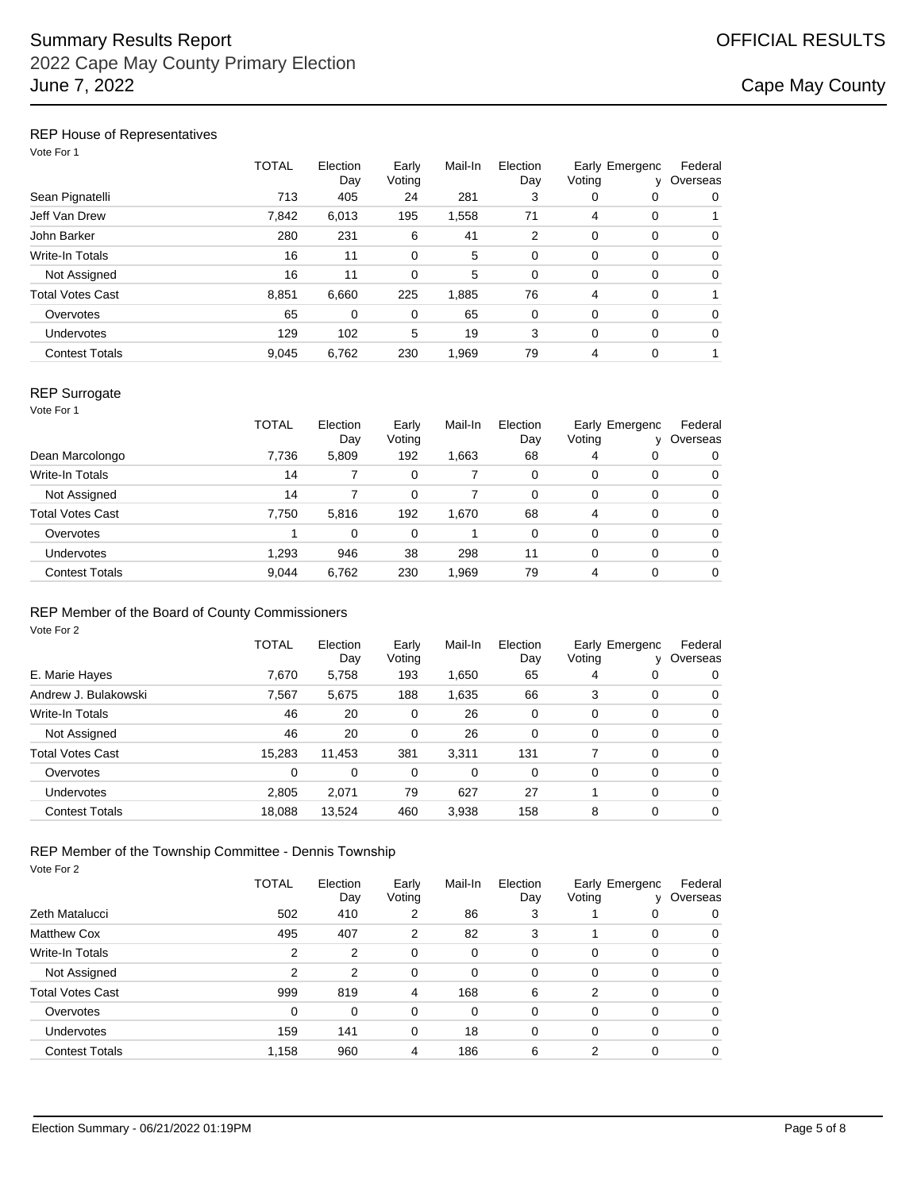## REP House of Representatives

Vote For 1

| | TOTAL | Election Day | Early Voting | Mail-In | Election Day | Early Voting | Emergency | Federal Overseas |
|---|---|---|---|---|---|---|---|---|
| Sean Pignatelli | 713 | 405 | 24 | 281 | 3 | 0 | 0 | 0 |
| Jeff Van Drew | 7,842 | 6,013 | 195 | 1,558 | 71 | 4 | 0 | 1 |
| John Barker | 280 | 231 | 6 | 41 | 2 | 0 | 0 | 0 |
| Write-In Totals | 16 | 11 | 0 | 5 | 0 | 0 | 0 | 0 |
| Not Assigned | 16 | 11 | 0 | 5 | 0 | 0 | 0 | 0 |
| Total Votes Cast | 8,851 | 6,660 | 225 | 1,885 | 76 | 4 | 0 | 1 |
| Overvotes | 65 | 0 | 0 | 65 | 0 | 0 | 0 | 0 |
| Undervotes | 129 | 102 | 5 | 19 | 3 | 0 | 0 | 0 |
| Contest Totals | 9,045 | 6,762 | 230 | 1,969 | 79 | 4 | 0 | 1 |

## REP Surrogate

Vote For 1

| | TOTAL | Election Day | Early Voting | Mail-In | Election Day | Early Voting | Emergency | Federal Overseas |
|---|---|---|---|---|---|---|---|---|
| Dean Marcolongo | 7,736 | 5,809 | 192 | 1,663 | 68 | 4 | 0 | 0 |
| Write-In Totals | 14 | 7 | 0 | 7 | 0 | 0 | 0 | 0 |
| Not Assigned | 14 | 7 | 0 | 7 | 0 | 0 | 0 | 0 |
| Total Votes Cast | 7,750 | 5,816 | 192 | 1,670 | 68 | 4 | 0 | 0 |
| Overvotes | 1 | 0 | 0 | 1 | 0 | 0 | 0 | 0 |
| Undervotes | 1,293 | 946 | 38 | 298 | 11 | 0 | 0 | 0 |
| Contest Totals | 9,044 | 6,762 | 230 | 1,969 | 79 | 4 | 0 | 0 |

## REP Member of the Board of County Commissioners

Vote For 2

| | TOTAL | Election Day | Early Voting | Mail-In | Election Day | Early Voting | Emergency | Federal Overseas |
|---|---|---|---|---|---|---|---|---|
| E. Marie Hayes | 7,670 | 5,758 | 193 | 1,650 | 65 | 4 | 0 | 0 |
| Andrew J. Bulakowski | 7,567 | 5,675 | 188 | 1,635 | 66 | 3 | 0 | 0 |
| Write-In Totals | 46 | 20 | 0 | 26 | 0 | 0 | 0 | 0 |
| Not Assigned | 46 | 20 | 0 | 26 | 0 | 0 | 0 | 0 |
| Total Votes Cast | 15,283 | 11,453 | 381 | 3,311 | 131 | 7 | 0 | 0 |
| Overvotes | 0 | 0 | 0 | 0 | 0 | 0 | 0 | 0 |
| Undervotes | 2,805 | 2,071 | 79 | 627 | 27 | 1 | 0 | 0 |
| Contest Totals | 18,088 | 13,524 | 460 | 3,938 | 158 | 8 | 0 | 0 |

## REP Member of the Township Committee - Dennis Township

Vote For 2

| | TOTAL | Election Day | Early Voting | Mail-In | Election Day | Early Voting | Emergency | Federal Overseas |
|---|---|---|---|---|---|---|---|---|
| Zeth Matalucci | 502 | 410 | 2 | 86 | 3 | 1 | 0 | 0 |
| Matthew Cox | 495 | 407 | 2 | 82 | 3 | 1 | 0 | 0 |
| Write-In Totals | 2 | 2 | 0 | 0 | 0 | 0 | 0 | 0 |
| Not Assigned | 2 | 2 | 0 | 0 | 0 | 0 | 0 | 0 |
| Total Votes Cast | 999 | 819 | 4 | 168 | 6 | 2 | 0 | 0 |
| Overvotes | 0 | 0 | 0 | 0 | 0 | 0 | 0 | 0 |
| Undervotes | 159 | 141 | 0 | 18 | 0 | 0 | 0 | 0 |
| Contest Totals | 1,158 | 960 | 4 | 186 | 6 | 2 | 0 | 0 |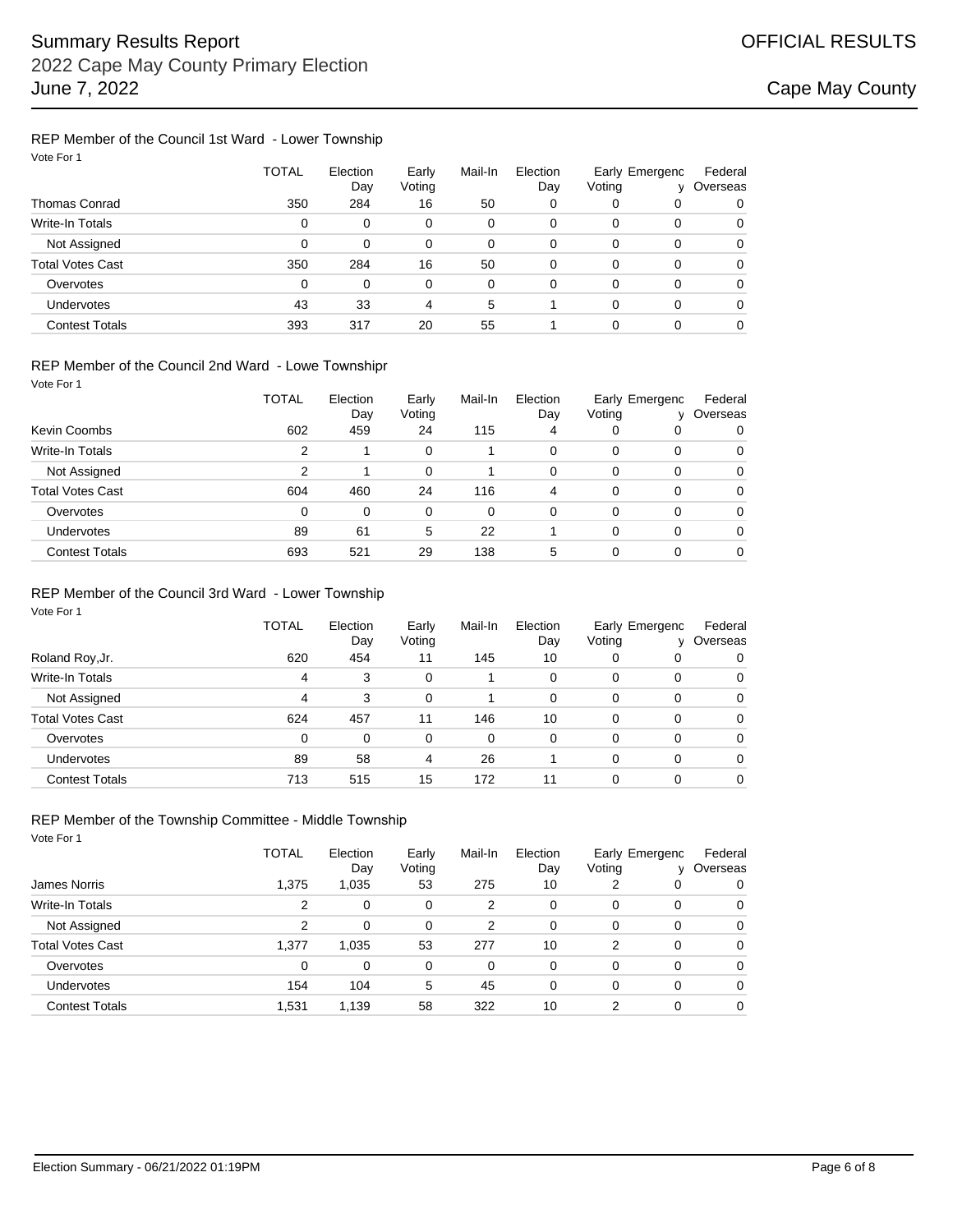# Summary Results Report

OFFICIAL RESULTS

2022 Cape May County Primary Election

June 7, 2022

Cape May County

## REP Member of the Council 1st Ward - Lower Township

Vote For 1

| | TOTAL | Election Day | Early Voting | Mail-In | Election Day | Early Voting | Emergency | Federal Overseas |
|---|---|---|---|---|---|---|---|---|
| Thomas Conrad | 350 | 284 | 16 | 50 | 0 | 0 | 0 | 0 |
| Write-In Totals | 0 | 0 | 0 | 0 | 0 | 0 | 0 | 0 |
| Not Assigned | 0 | 0 | 0 | 0 | 0 | 0 | 0 | 0 |
| Total Votes Cast | 350 | 284 | 16 | 50 | 0 | 0 | 0 | 0 |
| Overvotes | 0 | 0 | 0 | 0 | 0 | 0 | 0 | 0 |
| Undervotes | 43 | 33 | 4 | 5 | 1 | 0 | 0 | 0 |
| Contest Totals | 393 | 317 | 20 | 55 | 1 | 0 | 0 | 0 |

## REP Member of the Council 2nd Ward - Lowe Townshipr

Vote For 1

| | TOTAL | Election Day | Early Voting | Mail-In | Election Day | Early Voting | Emergency | Federal Overseas |
|---|---|---|---|---|---|---|---|---|
| Kevin Coombs | 602 | 459 | 24 | 115 | 4 | 0 | 0 | 0 |
| Write-In Totals | 2 | 1 | 0 | 1 | 0 | 0 | 0 | 0 |
| Not Assigned | 2 | 1 | 0 | 1 | 0 | 0 | 0 | 0 |
| Total Votes Cast | 604 | 460 | 24 | 116 | 4 | 0 | 0 | 0 |
| Overvotes | 0 | 0 | 0 | 0 | 0 | 0 | 0 | 0 |
| Undervotes | 89 | 61 | 5 | 22 | 1 | 0 | 0 | 0 |
| Contest Totals | 693 | 521 | 29 | 138 | 5 | 0 | 0 | 0 |

## REP Member of the Council 3rd Ward - Lower Township

Vote For 1

| | TOTAL | Election Day | Early Voting | Mail-In | Election Day | Early Voting | Emergency | Federal Overseas |
|---|---|---|---|---|---|---|---|---|
| Roland Roy,Jr. | 620 | 454 | 11 | 145 | 10 | 0 | 0 | 0 |
| Write-In Totals | 4 | 3 | 0 | 1 | 0 | 0 | 0 | 0 |
| Not Assigned | 4 | 3 | 0 | 1 | 0 | 0 | 0 | 0 |
| Total Votes Cast | 624 | 457 | 11 | 146 | 10 | 0 | 0 | 0 |
| Overvotes | 0 | 0 | 0 | 0 | 0 | 0 | 0 | 0 |
| Undervotes | 89 | 58 | 4 | 26 | 1 | 0 | 0 | 0 |
| Contest Totals | 713 | 515 | 15 | 172 | 11 | 0 | 0 | 0 |

## REP Member of the Township Committee - Middle Township

Vote For 1

| | TOTAL | Election Day | Early Voting | Mail-In | Election Day | Early Voting | Emergency | Federal Overseas |
|---|---|---|---|---|---|---|---|---|
| James Norris | 1,375 | 1,035 | 53 | 275 | 10 | 2 | 0 | 0 |
| Write-In Totals | 2 | 0 | 0 | 2 | 0 | 0 | 0 | 0 |
| Not Assigned | 2 | 0 | 0 | 2 | 0 | 0 | 0 | 0 |
| Total Votes Cast | 1,377 | 1,035 | 53 | 277 | 10 | 2 | 0 | 0 |
| Overvotes | 0 | 0 | 0 | 0 | 0 | 0 | 0 | 0 |
| Undervotes | 154 | 104 | 5 | 45 | 0 | 0 | 0 | 0 |
| Contest Totals | 1,531 | 1,139 | 58 | 322 | 10 | 2 | 0 | 0 |

Election Summary - 06/21/2022 01:19PM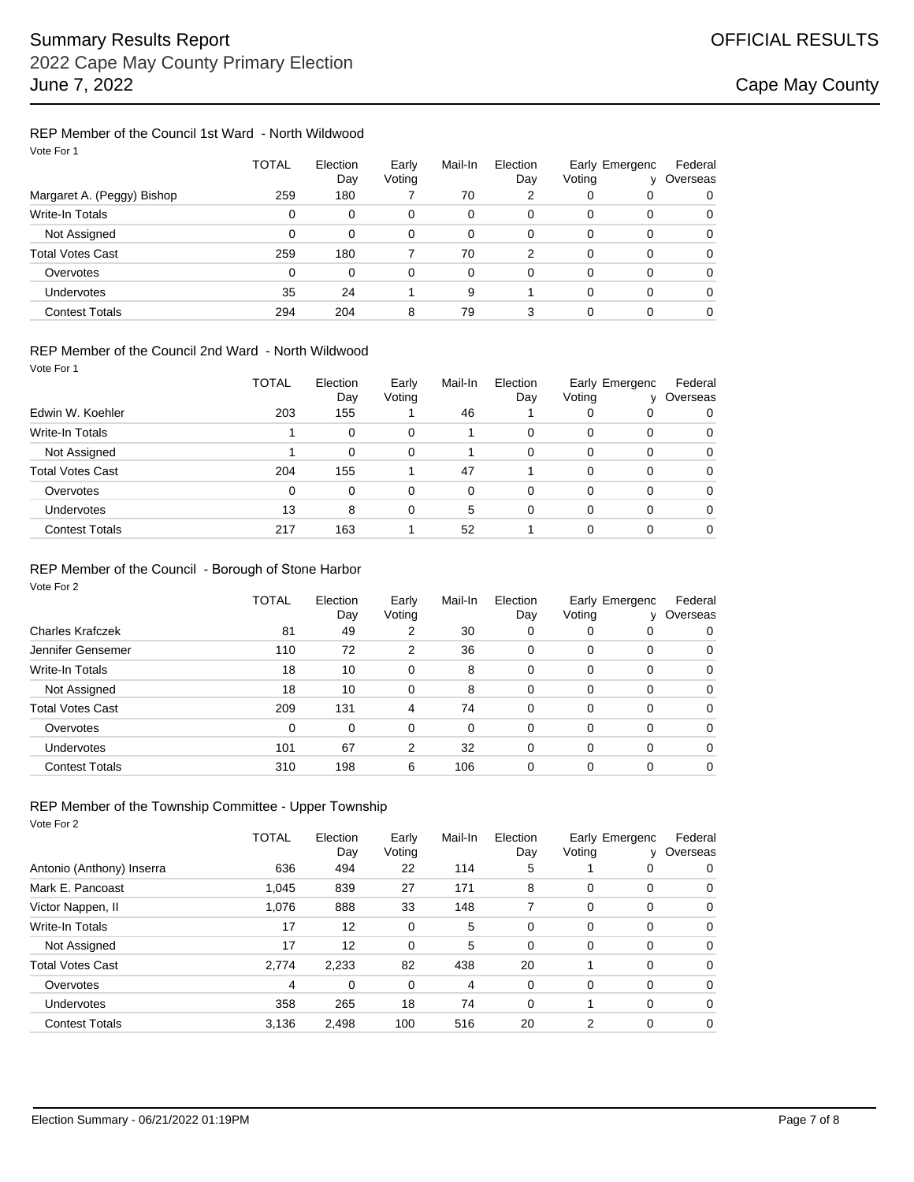## REP Member of the Council 1st Ward - North Wildwood

Vote For 1

| | TOTAL | Election Day | Early Voting | Mail-In | Election Day | Early Voting | Emergency | Federal Overseas |
|---|---|---|---|---|---|---|---|---|
| Margaret A. (Peggy) Bishop | 259 | 180 | 7 | 70 | 2 | 0 | 0 | 0 |
| Write-In Totals | 0 | 0 | 0 | 0 | 0 | 0 | 0 | 0 |
| Not Assigned | 0 | 0 | 0 | 0 | 0 | 0 | 0 | 0 |
| Total Votes Cast | 259 | 180 | 7 | 70 | 2 | 0 | 0 | 0 |
| Overvotes | 0 | 0 | 0 | 0 | 0 | 0 | 0 | 0 |
| Undervotes | 35 | 24 | 1 | 9 | 1 | 0 | 0 | 0 |
| Contest Totals | 294 | 204 | 8 | 79 | 3 | 0 | 0 | 0 |

## REP Member of the Council 2nd Ward - North Wildwood

Vote For 1

| | TOTAL | Election Day | Early Voting | Mail-In | Election Day | Early Voting | Emergency | Federal Overseas |
|---|---|---|---|---|---|---|---|---|
| Edwin W. Koehler | 203 | 155 | 1 | 46 | 1 | 0 | 0 | 0 |
| Write-In Totals | 1 | 0 | 0 | 1 | 0 | 0 | 0 | 0 |
| Not Assigned | 1 | 0 | 0 | 1 | 0 | 0 | 0 | 0 |
| Total Votes Cast | 204 | 155 | 1 | 47 | 1 | 0 | 0 | 0 |
| Overvotes | 0 | 0 | 0 | 0 | 0 | 0 | 0 | 0 |
| Undervotes | 13 | 8 | 0 | 5 | 0 | 0 | 0 | 0 |
| Contest Totals | 217 | 163 | 1 | 52 | 1 | 0 | 0 | 0 |

## REP Member of the Council - Borough of Stone Harbor

Vote For 2

| | TOTAL | Election Day | Early Voting | Mail-In | Election Day | Early Voting | Emergency | Federal Overseas |
|---|---|---|---|---|---|---|---|---|
| Charles Krafczek | 81 | 49 | 2 | 30 | 0 | 0 | 0 | 0 |
| Jennifer Gensemer | 110 | 72 | 2 | 36 | 0 | 0 | 0 | 0 |
| Write-In Totals | 18 | 10 | 0 | 8 | 0 | 0 | 0 | 0 |
| Not Assigned | 18 | 10 | 0 | 8 | 0 | 0 | 0 | 0 |
| Total Votes Cast | 209 | 131 | 4 | 74 | 0 | 0 | 0 | 0 |
| Overvotes | 0 | 0 | 0 | 0 | 0 | 0 | 0 | 0 |
| Undervotes | 101 | 67 | 2 | 32 | 0 | 0 | 0 | 0 |
| Contest Totals | 310 | 198 | 6 | 106 | 0 | 0 | 0 | 0 |

## REP Member of the Township Committee - Upper Township

Vote For 2

| | TOTAL | Election Day | Early Voting | Mail-In | Election Day | Early Voting | Emergency | Federal Overseas |
|---|---|---|---|---|---|---|---|---|
| Antonio (Anthony) Inserra | 636 | 494 | 22 | 114 | 5 | 1 | 0 | 0 |
| Mark E. Pancoast | 1,045 | 839 | 27 | 171 | 8 | 0 | 0 | 0 |
| Victor Nappen, II | 1,076 | 888 | 33 | 148 | 7 | 0 | 0 | 0 |
| Write-In Totals | 17 | 12 | 0 | 5 | 0 | 0 | 0 | 0 |
| Not Assigned | 17 | 12 | 0 | 5 | 0 | 0 | 0 | 0 |
| Total Votes Cast | 2,774 | 2,233 | 82 | 438 | 20 | 1 | 0 | 0 |
| Overvotes | 4 | 0 | 0 | 4 | 0 | 0 | 0 | 0 |
| Undervotes | 358 | 265 | 18 | 74 | 0 | 1 | 0 | 0 |
| Contest Totals | 3,136 | 2,498 | 100 | 516 | 20 | 2 | 0 | 0 |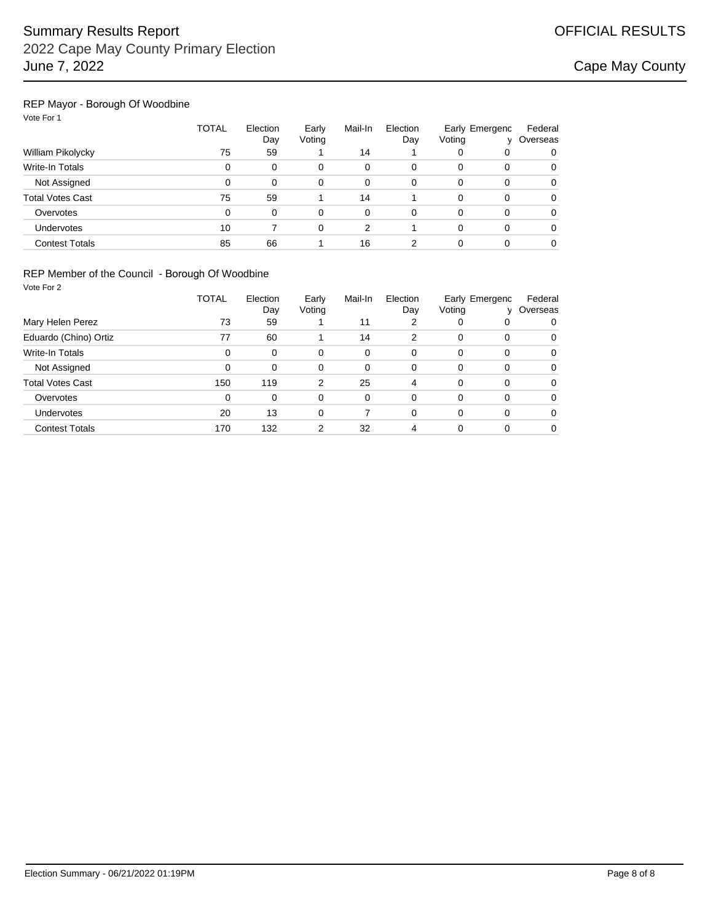## REP Mayor - Borough Of Woodbine

Vote For 1

| | TOTAL | Election Day | Early Voting | Mail-In | Election Day | Early Voting | Emergency | Federal Overseas |
|---|---|---|---|---|---|---|---|---|
| William Pikolycky | 75 | 59 | 1 | 14 | 1 | 0 | 0 | 0 |
| Write-In Totals | 0 | 0 | 0 | 0 | 0 | 0 | 0 | 0 |
| Not Assigned | 0 | 0 | 0 | 0 | 0 | 0 | 0 | 0 |
| Total Votes Cast | 75 | 59 | 1 | 14 | 1 | 0 | 0 | 0 |
| Overvotes | 0 | 0 | 0 | 0 | 0 | 0 | 0 | 0 |
| Undervotes | 10 | 7 | 0 | 2 | 1 | 0 | 0 | 0 |
| Contest Totals | 85 | 66 | 1 | 16 | 2 | 0 | 0 | 0 |

## REP Member of the Council - Borough Of Woodbine

Vote For 2

| | TOTAL | Election Day | Early Voting | Mail-In | Election Day | Early Voting | Emergency | Federal Overseas |
|---|---|---|---|---|---|---|---|---|
| Mary Helen Perez | 73 | 59 | 1 | 11 | 2 | 0 | 0 | 0 |
| Eduardo (Chino) Ortiz | 77 | 60 | 1 | 14 | 2 | 0 | 0 | 0 |
| Write-In Totals | 0 | 0 | 0 | 0 | 0 | 0 | 0 | 0 |
| Not Assigned | 0 | 0 | 0 | 0 | 0 | 0 | 0 | 0 |
| Total Votes Cast | 150 | 119 | 2 | 25 | 4 | 0 | 0 | 0 |
| Overvotes | 0 | 0 | 0 | 0 | 0 | 0 | 0 | 0 |
| Undervotes | 20 | 13 | 0 | 7 | 0 | 0 | 0 | 0 |
| Contest Totals | 170 | 132 | 2 | 32 | 4 | 0 | 0 | 0 |